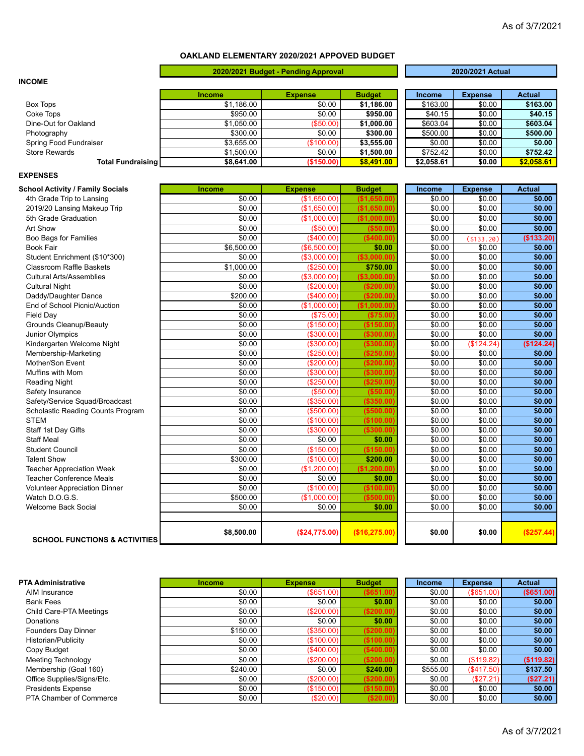## OAKLAND ELEMENTARY 2020/2021 APPOVED BUDGET

|  | 2020/2021 Budget - Pending Approval | | | 2020/2021 Actual | | |
|---|---|---|---|---|---|---|
| **INCOME** | **Income** | **Expense** | **Budget** | **Income** | **Expense** | **Actual** |
| Box Tops | $1,186.00 | $0.00 | **$1,186.00** | $163.00 | $0.00 | **$163.00** |
| Coke Tops | $950.00 | $0.00 | **$950.00** | $40.15 | $0.00 | **$40.15** |
| Dine-Out for Oakland | $1,050.00 | ($50.00) | **$1,000.00** | $603.04 | $0.00 | **$603.04** |
| Photography | $300.00 | $0.00 | **$300.00** | $500.00 | $0.00 | **$500.00** |
| Spring Food Fundraiser | $3,655.00 | ($100.00) | **$3,555.00** | $0.00 | $0.00 | **$0.00** |
| Store Rewards | $1,500.00 | $0.00 | **$1,500.00** | $752.42 | $0.00 | **$752.42** |
| **Total Fundraising** | **$8,641.00** | **($150.00)** | **$8,491.00** | **$2,058.61** | **$0.00** | **$2,058.61** |

**EXPENSES**

| School Activity / Family Socials | Income | Expense | Budget | Income | Expense | Actual |
|---|---|---|---|---|---|---|
| 4th Grade Trip to Lansing | $0.00 | ($1,650.00) | **($1,650.00)** | $0.00 | $0.00 | **$0.00** |
| 2019/20 Lansing Makeup Trip | $0.00 | ($1,650.00) | **($1,650.00)** | $0.00 | $0.00 | **$0.00** |
| 5th Grade Graduation | $0.00 | ($1,000.00) | **($1,000.00)** | $0.00 | $0.00 | **$0.00** |
| Art Show | $0.00 | ($50.00) | **($50.00)** | $0.00 | $0.00 | **$0.00** |
| Boo Bags for Families | $0.00 | ($400.00) | **($400.00)** | $0.00 | ($133.20) | **($133.20)** |
| Book Fair | $6,500.00 | ($6,500.00) | **$0.00** | $0.00 | $0.00 | **$0.00** |
| Student Enrichment ($10*300) | $0.00 | ($3,000.00) | **($3,000.00)** | $0.00 | $0.00 | **$0.00** |
| Classroom Raffle Baskets | $1,000.00 | ($250.00) | **$750.00** | $0.00 | $0.00 | **$0.00** |
| Cultural Arts/Assemblies | $0.00 | ($3,000.00) | **($3,000.00)** | $0.00 | $0.00 | **$0.00** |
| Cultural Night | $0.00 | ($200.00) | **($200.00)** | $0.00 | $0.00 | **$0.00** |
| Daddy/Daughter Dance | $200.00 | ($400.00) | **($200.00)** | $0.00 | $0.00 | **$0.00** |
| End of School Picnic/Auction | $0.00 | ($1,000.00) | **($1,000.00)** | $0.00 | $0.00 | **$0.00** |
| Field Day | $0.00 | ($75.00) | **($75.00)** | $0.00 | $0.00 | **$0.00** |
| Grounds Cleanup/Beauty | $0.00 | ($150.00) | **($150.00)** | $0.00 | $0.00 | **$0.00** |
| Junior Olympics | $0.00 | ($300.00) | **($300.00)** | $0.00 | $0.00 | **$0.00** |
| Kindergarten Welcome Night | $0.00 | ($300.00) | **($300.00)** | $0.00 | ($124.24) | **($124.24)** |
| Membership-Marketing | $0.00 | ($250.00) | **($250.00)** | $0.00 | $0.00 | **$0.00** |
| Mother/Son Event | $0.00 | ($200.00) | **($200.00)** | $0.00 | $0.00 | **$0.00** |
| Muffins with Mom | $0.00 | ($300.00) | **($300.00)** | $0.00 | $0.00 | **$0.00** |
| Reading Night | $0.00 | ($250.00) | **($250.00)** | $0.00 | $0.00 | **$0.00** |
| Safety Insurance | $0.00 | ($50.00) | **($50.00)** | $0.00 | $0.00 | **$0.00** |
| Safety/Service Squad/Broadcast | $0.00 | ($350.00) | **($350.00)** | $0.00 | $0.00 | **$0.00** |
| Scholastic Reading Counts Program | $0.00 | ($500.00) | **($500.00)** | $0.00 | $0.00 | **$0.00** |
| STEM | $0.00 | ($100.00) | **($100.00)** | $0.00 | $0.00 | **$0.00** |
| Staff 1st Day Gifts | $0.00 | ($300.00) | **($300.00)** | $0.00 | $0.00 | **$0.00** |
| Staff Meal | $0.00 | $0.00 | **$0.00** | $0.00 | $0.00 | **$0.00** |
| Student Council | $0.00 | ($150.00) | **($150.00)** | $0.00 | $0.00 | **$0.00** |
| Talent Show | $300.00 | ($100.00) | **$200.00** | $0.00 | $0.00 | **$0.00** |
| Teacher Appreciation Week | $0.00 | ($1,200.00) | **($1,200.00)** | $0.00 | $0.00 | **$0.00** |
| Teacher Conference Meals | $0.00 | $0.00 | **$0.00** | $0.00 | $0.00 | **$0.00** |
| Volunteer Appreciation Dinner | $0.00 | ($100.00) | **($100.00)** | $0.00 | $0.00 | **$0.00** |
| Watch D.O.G.S. | $500.00 | ($1,000.00) | **($500.00)** | $0.00 | $0.00 | **$0.00** |
| Welcome Back Social | $0.00 | $0.00 | **$0.00** | $0.00 | $0.00 | **$0.00** |
| **SCHOOL FUNCTIONS & ACTIVITIES** | **$8,500.00** | **($24,775.00)** | **($16,275.00)** | **$0.00** | **$0.00** | **($257.44)** |

| PTA Administrative | Income | Expense | Budget | Income | Expense | Actual |
|---|---|---|---|---|---|---|
| AIM Insurance | $0.00 | ($651.00) | **($651.00)** | $0.00 | ($651.00) | **($651.00)** |
| Bank Fees | $0.00 | $0.00 | **$0.00** | $0.00 | $0.00 | **$0.00** |
| Child Care-PTA Meetings | $0.00 | ($200.00) | **($200.00)** | $0.00 | $0.00 | **$0.00** |
| Donations | $0.00 | $0.00 | **$0.00** | $0.00 | $0.00 | **$0.00** |
| Founders Day Dinner | $150.00 | ($350.00) | **($200.00)** | $0.00 | $0.00 | **$0.00** |
| Historian/Publicity | $0.00 | ($100.00) | **($100.00)** | $0.00 | $0.00 | **$0.00** |
| Copy Budget | $0.00 | ($400.00) | **($400.00)** | $0.00 | $0.00 | **$0.00** |
| Meeting Technology | $0.00 | ($200.00) | **($200.00)** | $0.00 | ($119.82) | **($119.82)** |
| Membership (Goal 160) | $240.00 | $0.00 | **$240.00** | $555.00 | ($417.50) | **$137.50** |
| Office Supplies/Signs/Etc. | $0.00 | ($200.00) | **($200.00)** | $0.00 | ($27.21) | **($27.21)** |
| Presidents Expense | $0.00 | ($150.00) | **($150.00)** | $0.00 | $0.00 | **$0.00** |
| PTA Chamber of Commerce | $0.00 | ($20.00) | **($20.00)** | $0.00 | $0.00 | **$0.00** |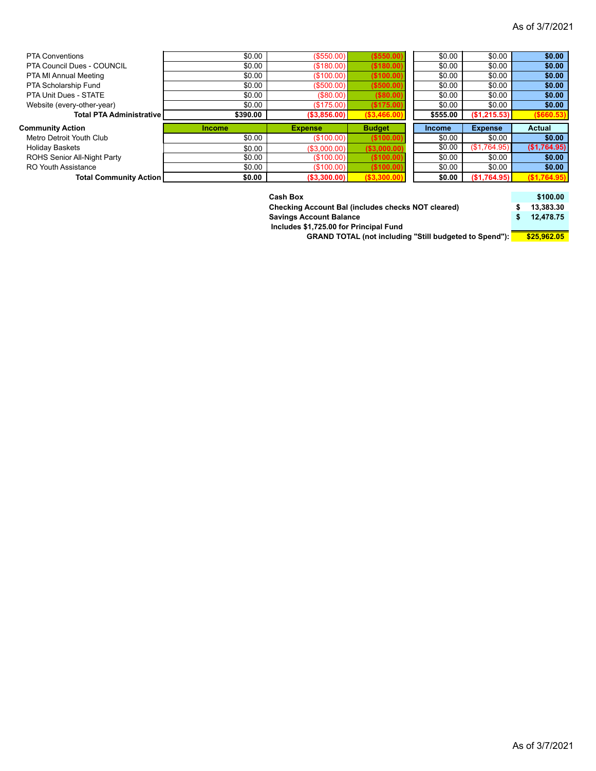| | Income | Expense | Budget | Income | Expense | Actual |
|---|---|---|---|---|---|---|
| PTA Conventions | $0.00 | ($550.00) | ($550.00) | $0.00 | $0.00 | $0.00 |
| PTA Council Dues - COUNCIL | $0.00 | ($180.00) | ($180.00) | $0.00 | $0.00 | $0.00 |
| PTA MI Annual Meeting | $0.00 | ($100.00) | ($100.00) | $0.00 | $0.00 | $0.00 |
| PTA Scholarship Fund | $0.00 | ($500.00) | ($500.00) | $0.00 | $0.00 | $0.00 |
| PTA Unit Dues - STATE | $0.00 | ($80.00) | ($80.00) | $0.00 | $0.00 | $0.00 |
| Website (every-other-year) | $0.00 | ($175.00) | ($175.00) | $0.00 | $0.00 | $0.00 |
| **Total PTA Administrative** | **$390.00** | **($3,856.00)** | **($3,466.00)** | **$555.00** | **($1,215.53)** | **($660.53)** |
| **Community Action** | **Income** | **Expense** | **Budget** | **Income** | **Expense** | **Actual** |
| Metro Detroit Youth Club | $0.00 | ($100.00) | ($100.00) | $0.00 | $0.00 | $0.00 |
| Holiday Baskets | $0.00 | ($3,000.00) | ($3,000.00) | $0.00 | ($1,764.95) | ($1,764.95) |
| ROHS Senior All-Night Party | $0.00 | ($100.00) | ($100.00) | $0.00 | $0.00 | $0.00 |
| RO Youth Assistance | $0.00 | ($100.00) | ($100.00) | $0.00 | $0.00 | $0.00 |
| **Total Community Action** | **$0.00** | **($3,300.00)** | **($3,300.00)** | **$0.00** | **($1,764.95)** | **($1,764.95)** |

| | |
|---|---|
| **Cash Box** | **$100.00** |
| **Checking Account Bal (includes checks NOT cleared)** | **$ 13,383.30** |
| **Savings Account Balance** | **$ 12,478.75** |
| **Includes $1,725.00 for Principal Fund** | |
| **GRAND TOTAL (not including "Still budgeted to Spend"):** | **$25,962.05** |